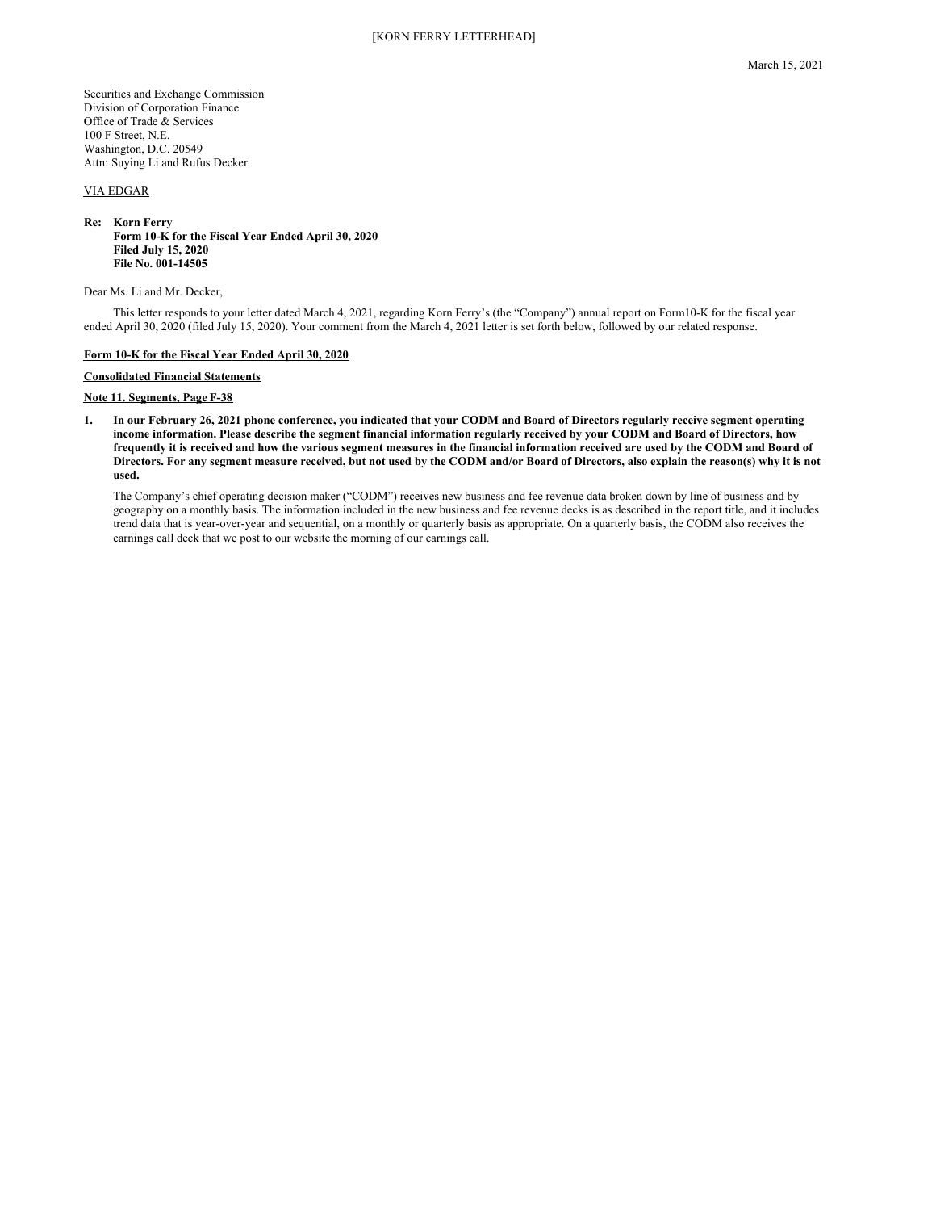[KORN FERRY LETTERHEAD]

March 15, 2021

Securities and Exchange Commission
Division of Corporation Finance
Office of Trade & Services
100 F Street, N.E.
Washington, D.C. 20549
Attn: Suying Li and Rufus Decker

VIA EDGAR

**Re: Korn Ferry**
**Form 10-K for the Fiscal Year Ended April 30, 2020**
**Filed July 15, 2020**
**File No. 001-14505**

Dear Ms. Li and Mr. Decker,

This letter responds to your letter dated March 4, 2021, regarding Korn Ferry's (the "Company") annual report on Form10-K for the fiscal year ended April 30, 2020 (filed July 15, 2020). Your comment from the March 4, 2021 letter is set forth below, followed by our related response.

**Form 10-K for the Fiscal Year Ended April 30, 2020**

**Consolidated Financial Statements**

**Note 11. Segments, Page F-38**

1. **In our February 26, 2021 phone conference, you indicated that your CODM and Board of Directors regularly receive segment operating income information. Please describe the segment financial information regularly received by your CODM and Board of Directors, how frequently it is received and how the various segment measures in the financial information received are used by the CODM and Board of Directors. For any segment measure received, but not used by the CODM and/or Board of Directors, also explain the reason(s) why it is not used.**

   The Company's chief operating decision maker ("CODM") receives new business and fee revenue data broken down by line of business and by geography on a monthly basis. The information included in the new business and fee revenue decks is as described in the report title, and it includes trend data that is year-over-year and sequential, on a monthly or quarterly basis as appropriate. On a quarterly basis, the CODM also receives the earnings call deck that we post to our website the morning of our earnings call.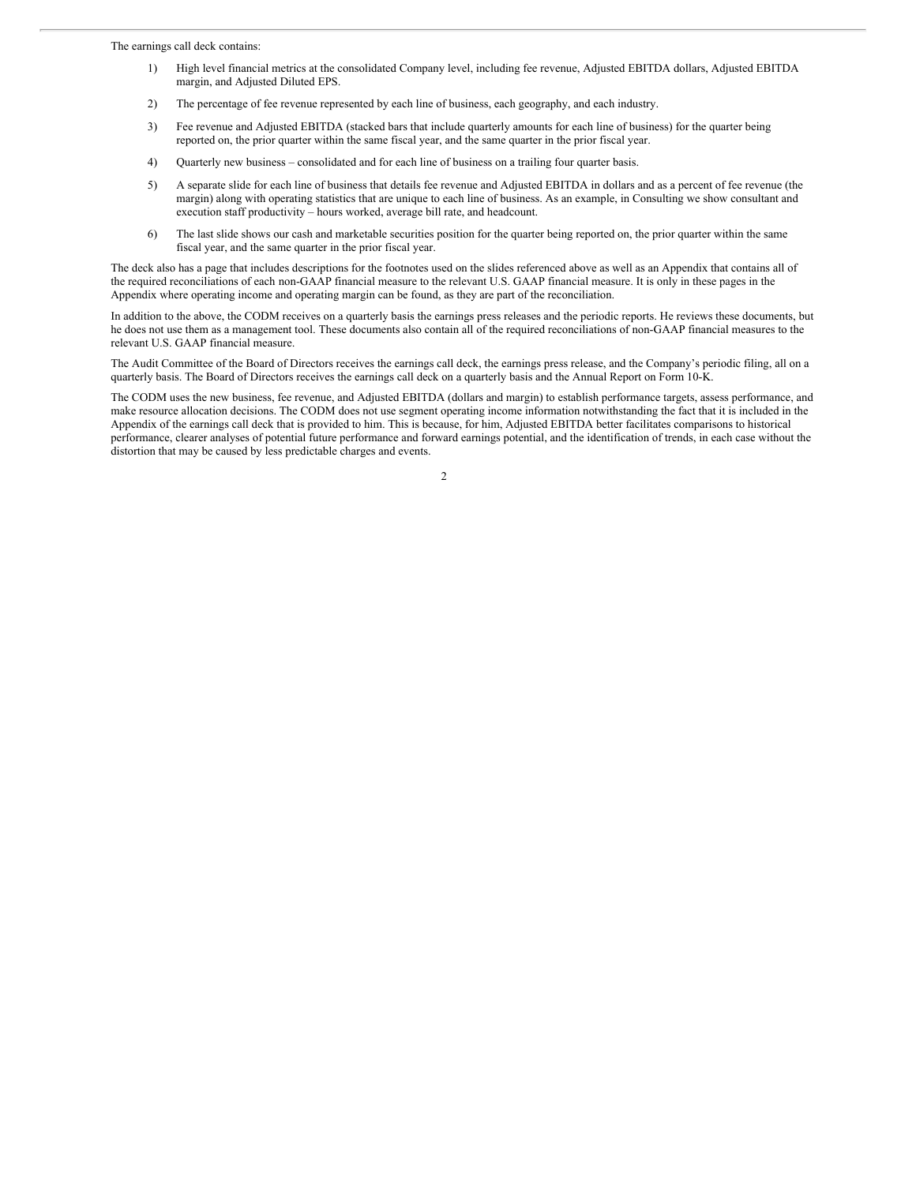The earnings call deck contains:

1) High level financial metrics at the consolidated Company level, including fee revenue, Adjusted EBITDA dollars, Adjusted EBITDA margin, and Adjusted Diluted EPS.
2) The percentage of fee revenue represented by each line of business, each geography, and each industry.
3) Fee revenue and Adjusted EBITDA (stacked bars that include quarterly amounts for each line of business) for the quarter being reported on, the prior quarter within the same fiscal year, and the same quarter in the prior fiscal year.
4) Quarterly new business – consolidated and for each line of business on a trailing four quarter basis.
5) A separate slide for each line of business that details fee revenue and Adjusted EBITDA in dollars and as a percent of fee revenue (the margin) along with operating statistics that are unique to each line of business. As an example, in Consulting we show consultant and execution staff productivity – hours worked, average bill rate, and headcount.
6) The last slide shows our cash and marketable securities position for the quarter being reported on, the prior quarter within the same fiscal year, and the same quarter in the prior fiscal year.

The deck also has a page that includes descriptions for the footnotes used on the slides referenced above as well as an Appendix that contains all of the required reconciliations of each non-GAAP financial measure to the relevant U.S. GAAP financial measure. It is only in these pages in the Appendix where operating income and operating margin can be found, as they are part of the reconciliation.

In addition to the above, the CODM receives on a quarterly basis the earnings press releases and the periodic reports. He reviews these documents, but he does not use them as a management tool. These documents also contain all of the required reconciliations of non-GAAP financial measures to the relevant U.S. GAAP financial measure.

The Audit Committee of the Board of Directors receives the earnings call deck, the earnings press release, and the Company's periodic filing, all on a quarterly basis. The Board of Directors receives the earnings call deck on a quarterly basis and the Annual Report on Form 10-K.

The CODM uses the new business, fee revenue, and Adjusted EBITDA (dollars and margin) to establish performance targets, assess performance, and make resource allocation decisions. The CODM does not use segment operating income information notwithstanding the fact that it is included in the Appendix of the earnings call deck that is provided to him. This is because, for him, Adjusted EBITDA better facilitates comparisons to historical performance, clearer analyses of potential future performance and forward earnings potential, and the identification of trends, in each case without the distortion that may be caused by less predictable charges and events.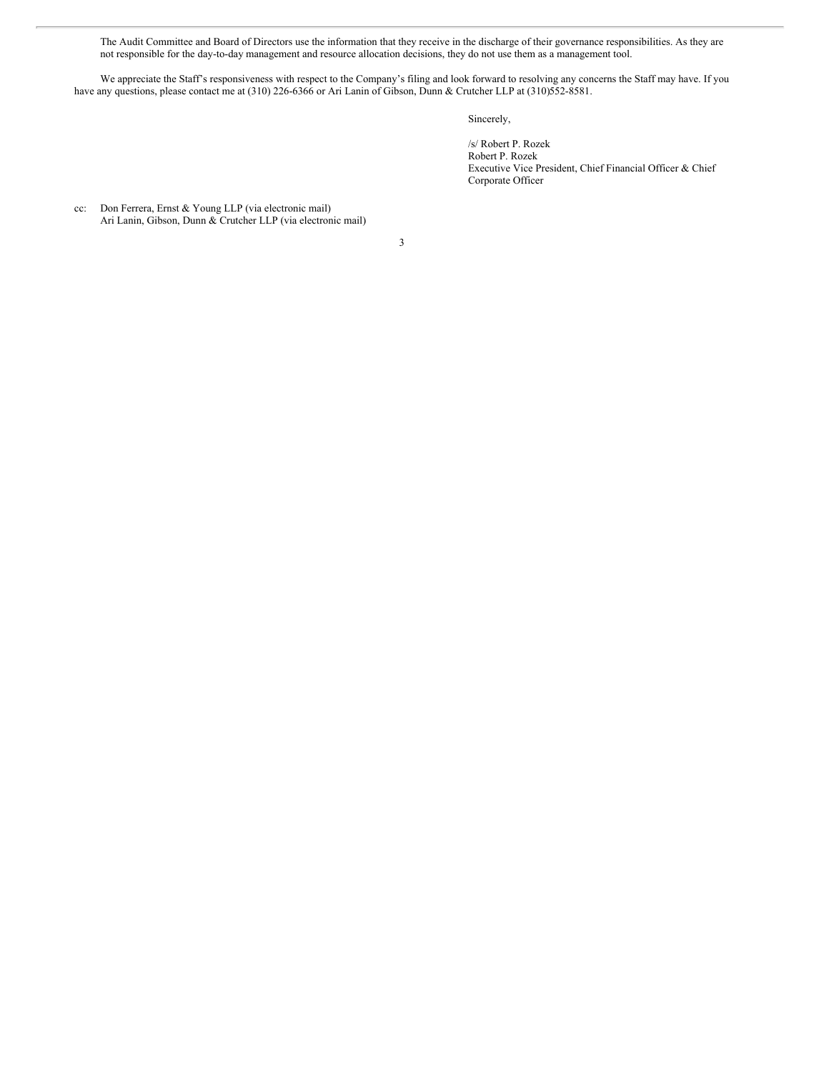The Audit Committee and Board of Directors use the information that they receive in the discharge of their governance responsibilities. As they are not responsible for the day-to-day management and resource allocation decisions, they do not use them as a management tool.

We appreciate the Staff's responsiveness with respect to the Company's filing and look forward to resolving any concerns the Staff may have. If you have any questions, please contact me at (310) 226-6366 or Ari Lanin of Gibson, Dunn & Crutcher LLP at (310)552-8581.

Sincerely,

/s/ Robert P. Rozek
Robert P. Rozek
Executive Vice President, Chief Financial Officer & Chief Corporate Officer

cc: Don Ferrera, Ernst & Young LLP (via electronic mail)
Ari Lanin, Gibson, Dunn & Crutcher LLP (via electronic mail)